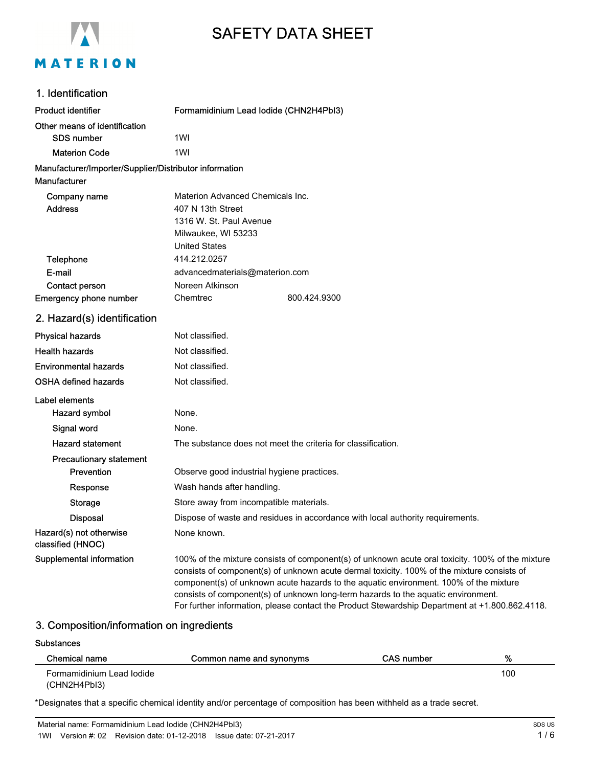# SAFETY DATA SHEET

## 1. Identification

**Product identifier** Formamidinium Lead Iodide (CHN2H4PbI3)

**Other means of identification**

- **SDS number** 1WI
- **Materion Code** 1WI

**Manufacturer/Importer/Supplier/Distributor information**

**Manufacturer**

- **Company name** Materion Advanced Chemicals Inc.
- **Address** 407 N 13th Street
  1316 W. St. Paul Avenue
  Milwaukee, WI 53233
  United States
- **Telephone** 414.212.0257
- **E-mail** advancedmaterials@materion.com
- **Contact person** Noreen Atkinson

**Emergency phone number** Chemtrec 800.424.9300

## 2. Hazard(s) identification

**Physical hazards** Not classified.

**Health hazards** Not classified.

**Environmental hazards** Not classified.

**OSHA defined hazards** Not classified.

**Label elements**

- **Hazard symbol** None.
- **Signal word** None.
- **Hazard statement** The substance does not meet the criteria for classification.
- **Precautionary statement**
  - **Prevention** Observe good industrial hygiene practices.
  - **Response** Wash hands after handling.
  - **Storage** Store away from incompatible materials.
  - **Disposal** Dispose of waste and residues in accordance with local authority requirements.

**Hazard(s) not otherwise classified (HNOC)** None known.

**Supplemental information** 100% of the mixture consists of component(s) of unknown acute oral toxicity. 100% of the mixture consists of component(s) of unknown acute dermal toxicity. 100% of the mixture consists of component(s) of unknown acute hazards to the aquatic environment. 100% of the mixture consists of component(s) of unknown long-term hazards to the aquatic environment.
For further information, please contact the Product Stewardship Department at +1.800.862.4118.

## 3. Composition/information on ingredients

**Substances**

| Chemical name | Common name and synonyms | CAS number | % |
|---|---|---|---|
| Formamidinium Lead Iodide (CHN2H4PbI3) | | | 100 |

*Designates that a specific chemical identity and/or percentage of composition has been withheld as a trade secret.

Material name: Formamidinium Lead Iodide (CHN2H4PbI3)
1WI Version #: 02 Revision date: 01-12-2018 Issue date: 07-21-2017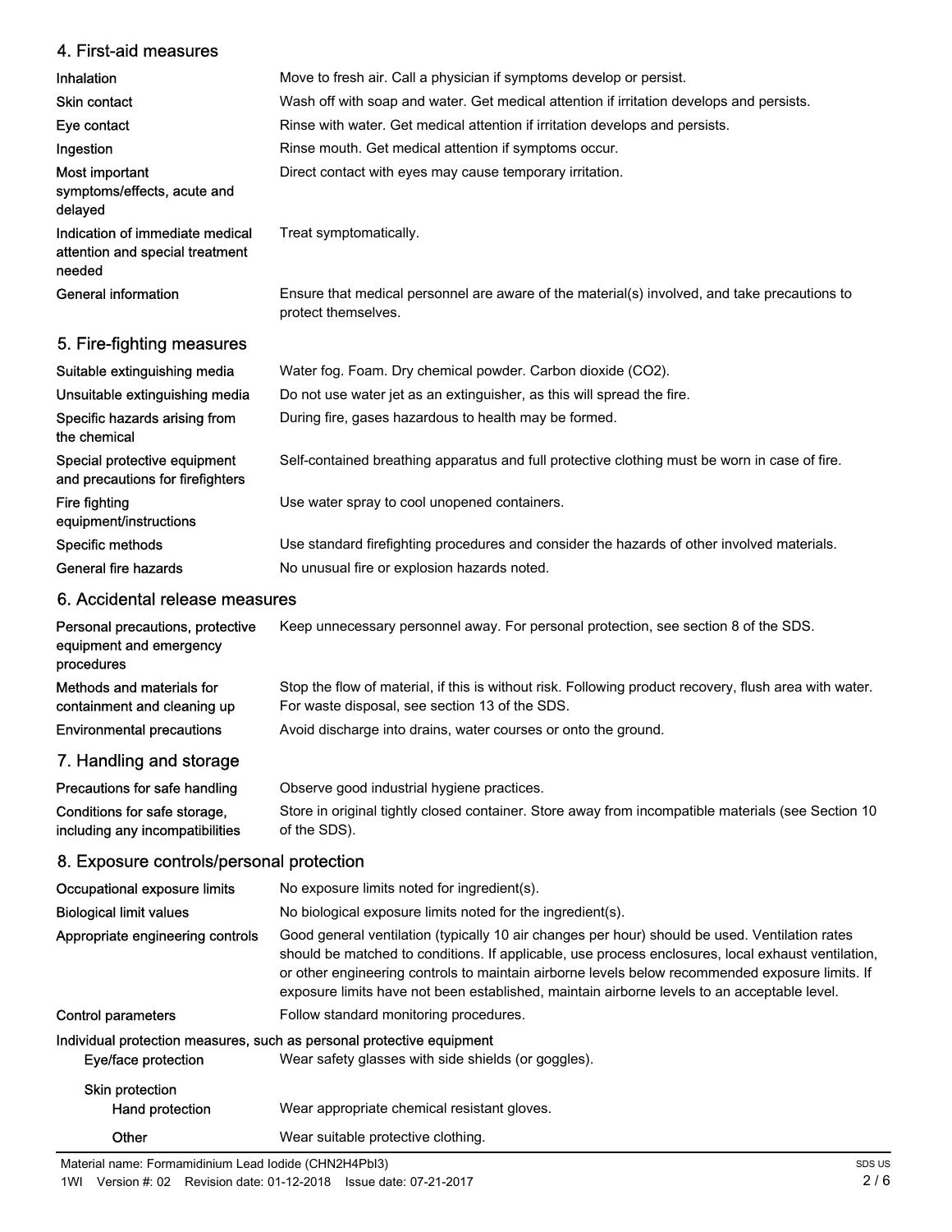## 4. First-aid measures

| | |
|---|---|
| Inhalation | Move to fresh air. Call a physician if symptoms develop or persist. |
| Skin contact | Wash off with soap and water. Get medical attention if irritation develops and persists. |
| Eye contact | Rinse with water. Get medical attention if irritation develops and persists. |
| Ingestion | Rinse mouth. Get medical attention if symptoms occur. |
| Most important symptoms/effects, acute and delayed | Direct contact with eyes may cause temporary irritation. |
| Indication of immediate medical attention and special treatment needed | Treat symptomatically. |
| General information | Ensure that medical personnel are aware of the material(s) involved, and take precautions to protect themselves. |

## 5. Fire-fighting measures

| | |
|---|---|
| Suitable extinguishing media | Water fog. Foam. Dry chemical powder. Carbon dioxide ($CO_2$). |
| Unsuitable extinguishing media | Do not use water jet as an extinguisher, as this will spread the fire. |
| Specific hazards arising from the chemical | During fire, gases hazardous to health may be formed. |
| Special protective equipment and precautions for firefighters | Self-contained breathing apparatus and full protective clothing must be worn in case of fire. |
| Fire fighting equipment/instructions | Use water spray to cool unopened containers. |
| Specific methods | Use standard firefighting procedures and consider the hazards of other involved materials. |
| General fire hazards | No unusual fire or explosion hazards noted. |

## 6. Accidental release measures

| | |
|---|---|
| Personal precautions, protective equipment and emergency procedures | Keep unnecessary personnel away. For personal protection, see section 8 of the SDS. |
| Methods and materials for containment and cleaning up | Stop the flow of material, if this is without risk. Following product recovery, flush area with water. For waste disposal, see section 13 of the SDS. |
| Environmental precautions | Avoid discharge into drains, water courses or onto the ground. |

## 7. Handling and storage

| | |
|---|---|
| Precautions for safe handling | Observe good industrial hygiene practices. |
| Conditions for safe storage, including any incompatibilities | Store in original tightly closed container. Store away from incompatible materials (see Section 10 of the SDS). |

## 8. Exposure controls/personal protection

| | |
|---|---|
| Occupational exposure limits | No exposure limits noted for ingredient(s). |
| Biological limit values | No biological exposure limits noted for the ingredient(s). |
| Appropriate engineering controls | Good general ventilation (typically 10 air changes per hour) should be used. Ventilation rates should be matched to conditions. If applicable, use process enclosures, local exhaust ventilation, or other engineering controls to maintain airborne levels below recommended exposure limits. If exposure limits have not been established, maintain airborne levels to an acceptable level. |
| Control parameters | Follow standard monitoring procedures. |

**Individual protection measures, such as personal protective equipment**

| | |
|---|---|
| Eye/face protection | Wear safety glasses with side shields (or goggles). |
| Skin protection | |
| Hand protection | Wear appropriate chemical resistant gloves. |
| Other | Wear suitable protective clothing. |

Material name: Formamidinium Lead Iodide ($CHN_2H_4PbI_3$)

1WI Version #: 02 Revision date: 01-12-2018 Issue date: 07-21-2017

SDS US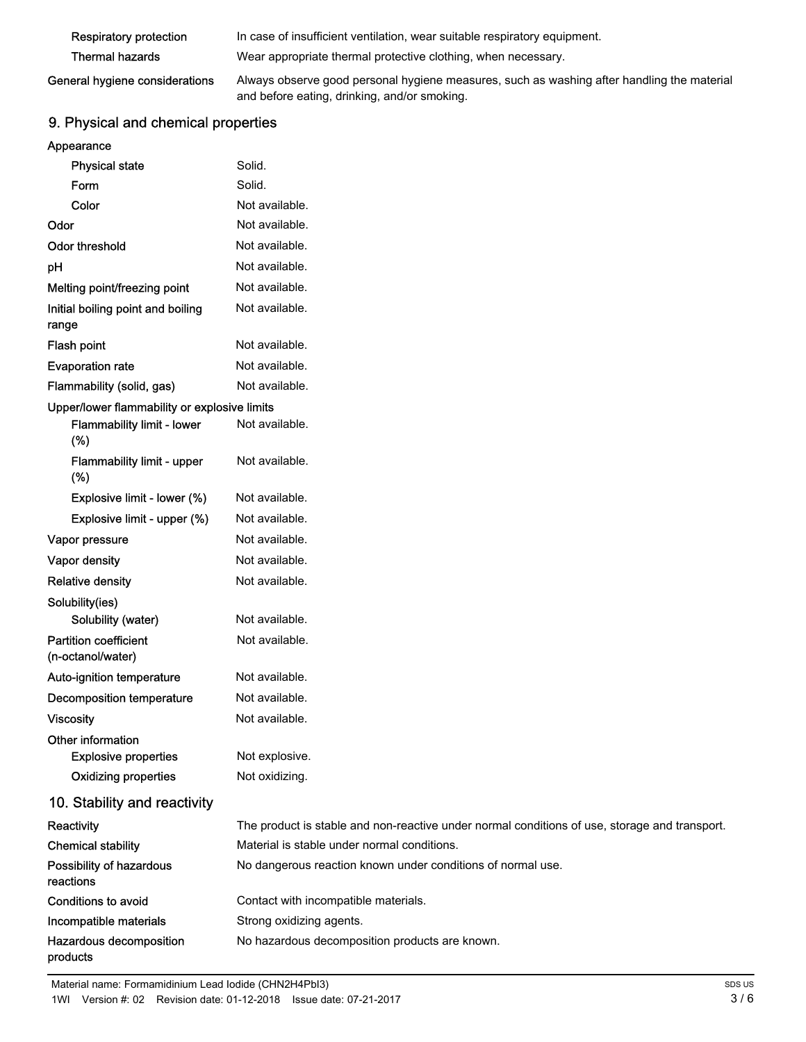| | |
|---|---|
| Respiratory protection | In case of insufficient ventilation, wear suitable respiratory equipment. |
| Thermal hazards | Wear appropriate thermal protective clothing, when necessary. |
| **General hygiene considerations** | Always observe good personal hygiene measures, such as washing after handling the material and before eating, drinking, and/or smoking. |

## 9. Physical and chemical properties

| | |
|---|---|
| **Appearance** | |
| Physical state | Solid. |
| Form | Solid. |
| Color | Not available. |
| **Odor** | Not available. |
| **Odor threshold** | Not available. |
| **pH** | Not available. |
| **Melting point/freezing point** | Not available. |
| **Initial boiling point and boiling range** | Not available. |
| **Flash point** | Not available. |
| **Evaporation rate** | Not available. |
| **Flammability (solid, gas)** | Not available. |
| **Upper/lower flammability or explosive limits** | |
| Flammability limit - lower (%) | Not available. |
| Flammability limit - upper (%) | Not available. |
| Explosive limit - lower (%) | Not available. |
| Explosive limit - upper (%) | Not available. |
| **Vapor pressure** | Not available. |
| **Vapor density** | Not available. |
| **Relative density** | Not available. |
| **Solubility(ies)** | |
| Solubility (water) | Not available. |
| **Partition coefficient (n-octanol/water)** | Not available. |
| **Auto-ignition temperature** | Not available. |
| **Decomposition temperature** | Not available. |
| **Viscosity** | Not available. |
| **Other information** | |
| Explosive properties | Not explosive. |
| Oxidizing properties | Not oxidizing. |

## 10. Stability and reactivity

| | |
|---|---|
| **Reactivity** | The product is stable and non-reactive under normal conditions of use, storage and transport. |
| **Chemical stability** | Material is stable under normal conditions. |
| **Possibility of hazardous reactions** | No dangerous reaction known under conditions of normal use. |
| **Conditions to avoid** | Contact with incompatible materials. |
| **Incompatible materials** | Strong oxidizing agents. |
| **Hazardous decomposition products** | No hazardous decomposition products are known. |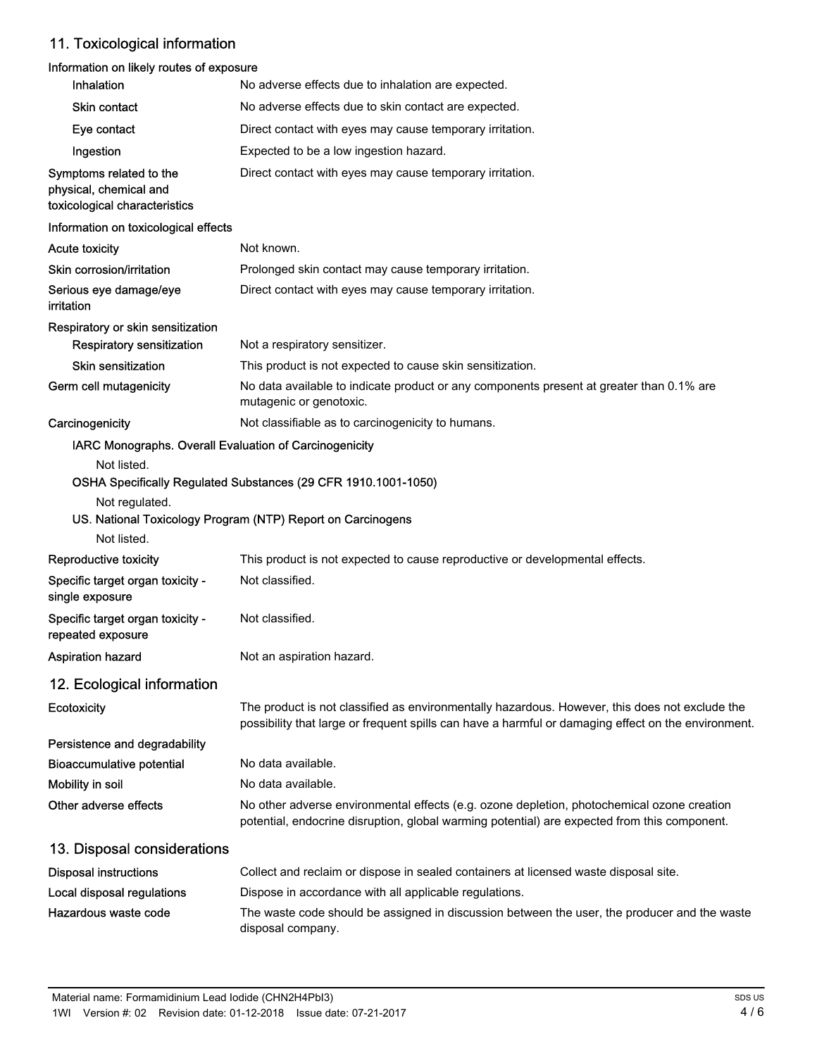## 11. Toxicological information

**Information on likely routes of exposure**

| | |
|---|---|
| **Inhalation** | No adverse effects due to inhalation are expected. |
| **Skin contact** | No adverse effects due to skin contact are expected. |
| **Eye contact** | Direct contact with eyes may cause temporary irritation. |
| **Ingestion** | Expected to be a low ingestion hazard. |
| **Symptoms related to the physical, chemical and toxicological characteristics** | Direct contact with eyes may cause temporary irritation. |

**Information on toxicological effects**

| | |
|---|---|
| **Acute toxicity** | Not known. |
| **Skin corrosion/irritation** | Prolonged skin contact may cause temporary irritation. |
| **Serious eye damage/eye irritation** | Direct contact with eyes may cause temporary irritation. |

**Respiratory or skin sensitization**

| | |
|---|---|
| **Respiratory sensitization** | Not a respiratory sensitizer. |
| **Skin sensitization** | This product is not expected to cause skin sensitization. |
| **Germ cell mutagenicity** | No data available to indicate product or any components present at greater than 0.1% are mutagenic or genotoxic. |
| **Carcinogenicity** | Not classifiable as to carcinogenicity to humans. |

**IARC Monographs. Overall Evaluation of Carcinogenicity**

Not listed.

**OSHA Specifically Regulated Substances (29 CFR 1910.1001-1050)**

Not regulated.

**US. National Toxicology Program (NTP) Report on Carcinogens**

Not listed.

| | |
|---|---|
| **Reproductive toxicity** | This product is not expected to cause reproductive or developmental effects. |
| **Specific target organ toxicity - single exposure** | Not classified. |
| **Specific target organ toxicity - repeated exposure** | Not classified. |
| **Aspiration hazard** | Not an aspiration hazard. |

## 12. Ecological information

| | |
|---|---|
| **Ecotoxicity** | The product is not classified as environmentally hazardous. However, this does not exclude the possibility that large or frequent spills can have a harmful or damaging effect on the environment. |
| **Persistence and degradability** | |
| **Bioaccumulative potential** | No data available. |
| **Mobility in soil** | No data available. |
| **Other adverse effects** | No other adverse environmental effects (e.g. ozone depletion, photochemical ozone creation potential, endocrine disruption, global warming potential) are expected from this component. |

## 13. Disposal considerations

| | |
|---|---|
| **Disposal instructions** | Collect and reclaim or dispose in sealed containers at licensed waste disposal site. |
| **Local disposal regulations** | Dispose in accordance with all applicable regulations. |
| **Hazardous waste code** | The waste code should be assigned in discussion between the user, the producer and the waste disposal company. |

Material name: Formamidinium Lead Iodide ($CHN_2H_4PbI_3$)
1WI Version #: 02 Revision date: 01-12-2018 Issue date: 07-21-2017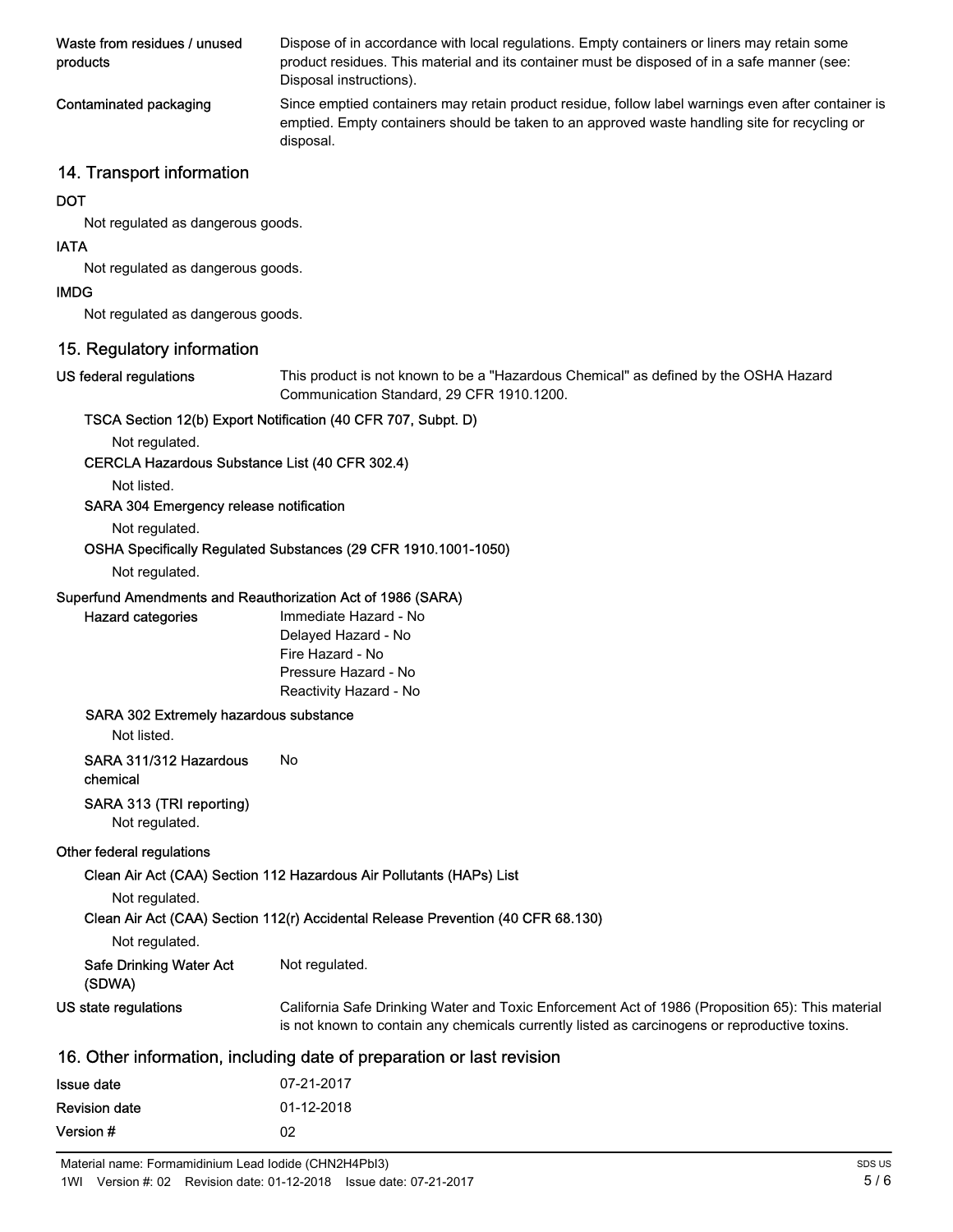| | |
|---|---|
| Waste from residues / unused products | Dispose of in accordance with local regulations. Empty containers or liners may retain some product residues. This material and its container must be disposed of in a safe manner (see: Disposal instructions). |
| Contaminated packaging | Since emptied containers may retain product residue, follow label warnings even after container is emptied. Empty containers should be taken to an approved waste handling site for recycling or disposal. |

## 14. Transport information

**DOT**

Not regulated as dangerous goods.

**IATA**

Not regulated as dangerous goods.

**IMDG**

Not regulated as dangerous goods.

## 15. Regulatory information

**US federal regulations** This product is not known to be a "Hazardous Chemical" as defined by the OSHA Hazard Communication Standard, 29 CFR 1910.1200.

**TSCA Section 12(b) Export Notification (40 CFR 707, Subpt. D)**

Not regulated.

**CERCLA Hazardous Substance List (40 CFR 302.4)**

Not listed.

**SARA 304 Emergency release notification**

Not regulated.

**OSHA Specifically Regulated Substances (29 CFR 1910.1001-1050)**

Not regulated.

**Superfund Amendments and Reauthorization Act of 1986 (SARA)**

**Hazard categories**
- Immediate Hazard - No
- Delayed Hazard - No
- Fire Hazard - No
- Pressure Hazard - No
- Reactivity Hazard - No

**SARA 302 Extremely hazardous substance**

Not listed.

**SARA 311/312 Hazardous chemical** No

**SARA 313 (TRI reporting)**

Not regulated.

**Other federal regulations**

**Clean Air Act (CAA) Section 112 Hazardous Air Pollutants (HAPs) List**

Not regulated.

**Clean Air Act (CAA) Section 112(r) Accidental Release Prevention (40 CFR 68.130)**

Not regulated.

**Safe Drinking Water Act (SDWA)** Not regulated.

**US state regulations** California Safe Drinking Water and Toxic Enforcement Act of 1986 (Proposition 65): This material is not known to contain any chemicals currently listed as carcinogens or reproductive toxins.

## 16. Other information, including date of preparation or last revision

| | |
|---|---|
| Issue date | 07-21-2017 |
| Revision date | 01-12-2018 |
| Version # | 02 |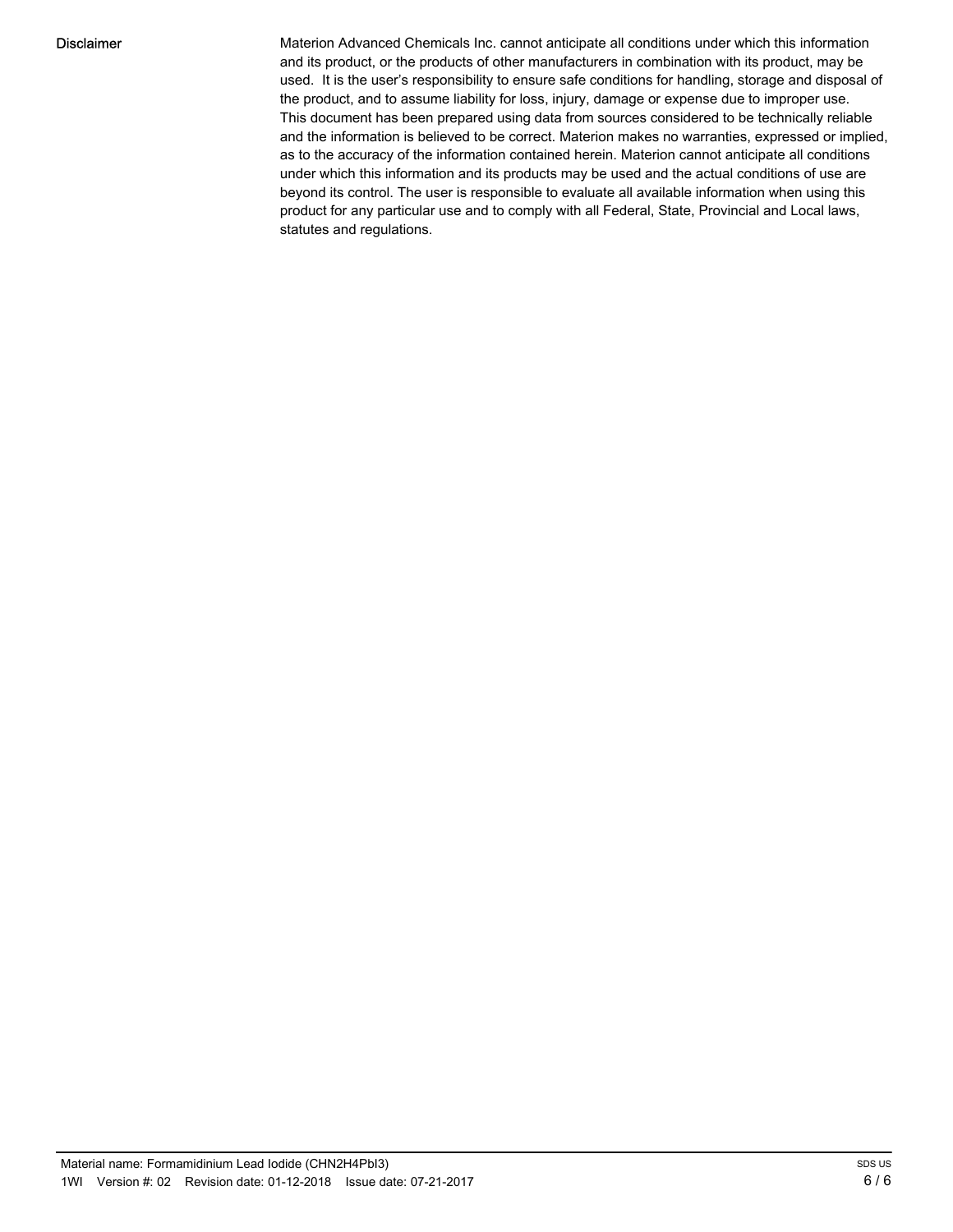**Disclaimer**

Materion Advanced Chemicals Inc. cannot anticipate all conditions under which this information and its product, or the products of other manufacturers in combination with its product, may be used. It is the user's responsibility to ensure safe conditions for handling, storage and disposal of the product, and to assume liability for loss, injury, damage or expense due to improper use. This document has been prepared using data from sources considered to be technically reliable and the information is believed to be correct. Materion makes no warranties, expressed or implied, as to the accuracy of the information contained herein. Materion cannot anticipate all conditions under which this information and its products may be used and the actual conditions of use are beyond its control. The user is responsible to evaluate all available information when using this product for any particular use and to comply with all Federal, State, Provincial and Local laws, statutes and regulations.